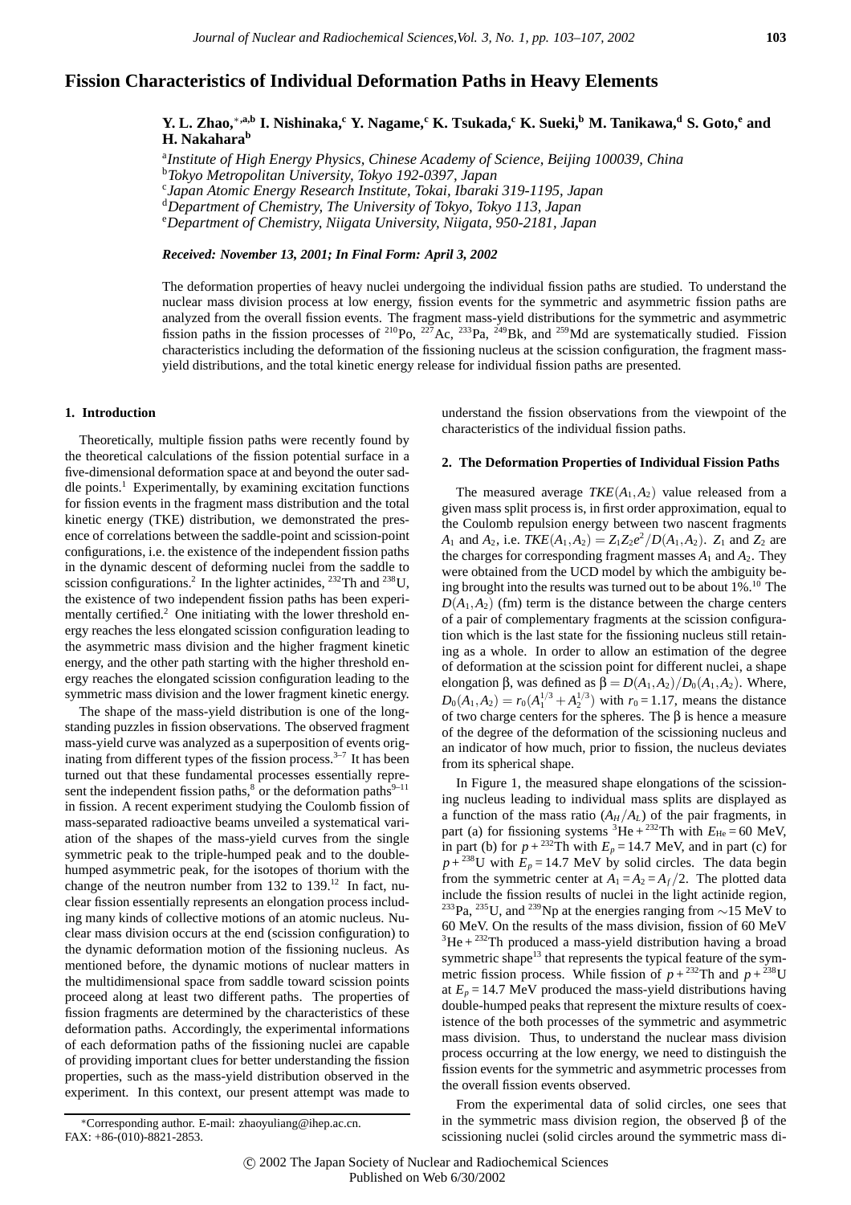# Fission Characteristics of Individual Deformation Paths in Heavy Elements

**Y. L. Zhao,[*,a,b] I. Nishinaka,[c] Y. Nagame,[c] K. Tsukada,[c] K. Sueki,[b] M. Tanikawa,[d] S. Goto,[e] and H. Nakahara[b]**

[a]*Institute of High Energy Physics, Chinese Academy of Science, Beijing 100039, China*
[b]*Tokyo Metropolitan University, Tokyo 192-0397, Japan*
[c]*Japan Atomic Energy Research Institute, Tokai, Ibaraki 319-1195, Japan*
[d]*Department of Chemistry, The University of Tokyo, Tokyo 113, Japan*
[e]*Department of Chemistry, Niigata University, Niigata, 950-2181, Japan*

***Received: November 13, 2001; In Final Form: April 3, 2002***

The deformation properties of heavy nuclei undergoing the individual fission paths are studied. To understand the nuclear mass division process at low energy, fission events for the symmetric and asymmetric fission paths are analyzed from the overall fission events. The fragment mass-yield distributions for the symmetric and asymmetric fission paths in the fission processes of $^{210}$Po, $^{227}$Ac, $^{233}$Pa, $^{249}$Bk, and $^{259}$Md are systematically studied. Fission characteristics including the deformation of the fissioning nucleus at the scission configuration, the fragment mass-yield distributions, and the total kinetic energy release for individual fission paths are presented.

## 1. Introduction

Theoretically, multiple fission paths were recently found by the theoretical calculations of the fission potential surface in a five-dimensional deformation space at and beyond the outer saddle points.[1] Experimentally, by examining excitation functions for fission events in the fragment mass distribution and the total kinetic energy (TKE) distribution, we demonstrated the presence of correlations between the saddle-point and scission-point configurations, i.e. the existence of the independent fission paths in the dynamic descent of deforming nuclei from the saddle to scission configurations.[2] In the lighter actinides, $^{232}$Th and $^{238}$U, the existence of two independent fission paths has been experimentally certified.[2] One initiating with the lower threshold energy reaches the less elongated scission configuration leading to the asymmetric mass division and the higher fragment kinetic energy, and the other path starting with the higher threshold energy reaches the elongated scission configuration leading to the symmetric mass division and the lower fragment kinetic energy.

The shape of the mass-yield distribution is one of the long-standing puzzles in fission observations. The observed fragment mass-yield curve was analyzed as a superposition of events originating from different types of the fission process.[3–7] It has been turned out that these fundamental processes essentially represent the independent fission paths,[8] or the deformation paths[9–11] in fission. A recent experiment studying the Coulomb fission of mass-separated radioactive beams unveiled a systematical variation of the shapes of the mass-yield curves from the single symmetric peak to the triple-humped peak and to the double-humped asymmetric peak, for the isotopes of thorium with the change of the neutron number from 132 to 139.[12] In fact, nuclear fission essentially represents an elongation process including many kinds of collective motions of an atomic nucleus. Nuclear mass division occurs at the end (scission configuration) to the dynamic deformation motion of the fissioning nucleus. As mentioned before, the dynamic motions of nuclear matters in the multidimensional space from saddle toward scission points proceed along at least two different paths. The properties of fission fragments are determined by the characteristics of these deformation paths. Accordingly, the experimental informations of each deformation paths of the fissioning nuclei are capable of providing important clues for better understanding the fission properties, such as the mass-yield distribution observed in the experiment. In this context, our present attempt was made to understand the fission observations from the viewpoint of the characteristics of the individual fission paths.

## 2. The Deformation Properties of Individual Fission Paths

The measured average $TKE(A_1,A_2)$ value released from a given mass split process is, in first order approximation, equal to the Coulomb repulsion energy between two nascent fragments $A_1$ and $A_2$, i.e. $TKE(A_1,A_2) = Z_1Z_2e^2/D(A_1,A_2)$. $Z_1$ and $Z_2$ are the charges for corresponding fragment masses $A_1$ and $A_2$. They were obtained from the UCD model by which the ambiguity being brought into the results was turned out to be about 1%.[10] The $D(A_1,A_2)$ (fm) term is the distance between the charge centers of a pair of complementary fragments at the scission configuration which is the last state for the fissioning nucleus still retaining as a whole. In order to allow an estimation of the degree of deformation at the scission point for different nuclei, a shape elongation β, was defined as $\beta = D(A_1,A_2)/D_0(A_1,A_2)$. Where, $D_0(A_1,A_2) = r_0(A_1^{1/3} + A_2^{1/3})$ with $r_0 = 1.17$, means the distance of two charge centers for the spheres. The β is hence a measure of the degree of the deformation of the scissioning nucleus and an indicator of how much, prior to fission, the nucleus deviates from its spherical shape.

In Figure 1, the measured shape elongations of the scissioning nucleus leading to individual mass splits are displayed as a function of the mass ratio ($A_H/A_L$) of the pair fragments, in part (a) for fissioning systems $^3$He + $^{232}$Th with $E_{\rm He}$ = 60 MeV, in part (b) for $p$ + $^{232}$Th with $E_p$ = 14.7 MeV, and in part (c) for $p$ + $^{238}$U with $E_p$ = 14.7 MeV by solid circles. The data begin from the symmetric center at $A_1 = A_2 = A_f/2$. The plotted data include the fission results of nuclei in the light actinide region, $^{233}$Pa, $^{235}$U, and $^{239}$Np at the energies ranging from ∼15 MeV to 60 MeV. On the results of the mass division, fission of 60 MeV $^3$He + $^{232}$Th produced a mass-yield distribution having a broad symmetric shape[13] that represents the typical feature of the symmetric fission process. While fission of $p$ + $^{232}$Th and $p$ + $^{238}$U at $E_p$ = 14.7 MeV produced the mass-yield distributions having double-humped peaks that represent the mixture results of coexistence of the both processes of the symmetric and asymmetric mass division. Thus, to understand the nuclear mass division process occurring at the low energy, we need to distinguish the fission events for the symmetric and asymmetric processes from the overall fission events observed.

From the experimental data of solid circles, one sees that in the symmetric mass division region, the observed β of the scissioning nuclei (solid circles around the symmetric mass di-

*Corresponding author. E-mail: zhaoyuliang@ihep.ac.cn. FAX: +86-(010)-8821-2853.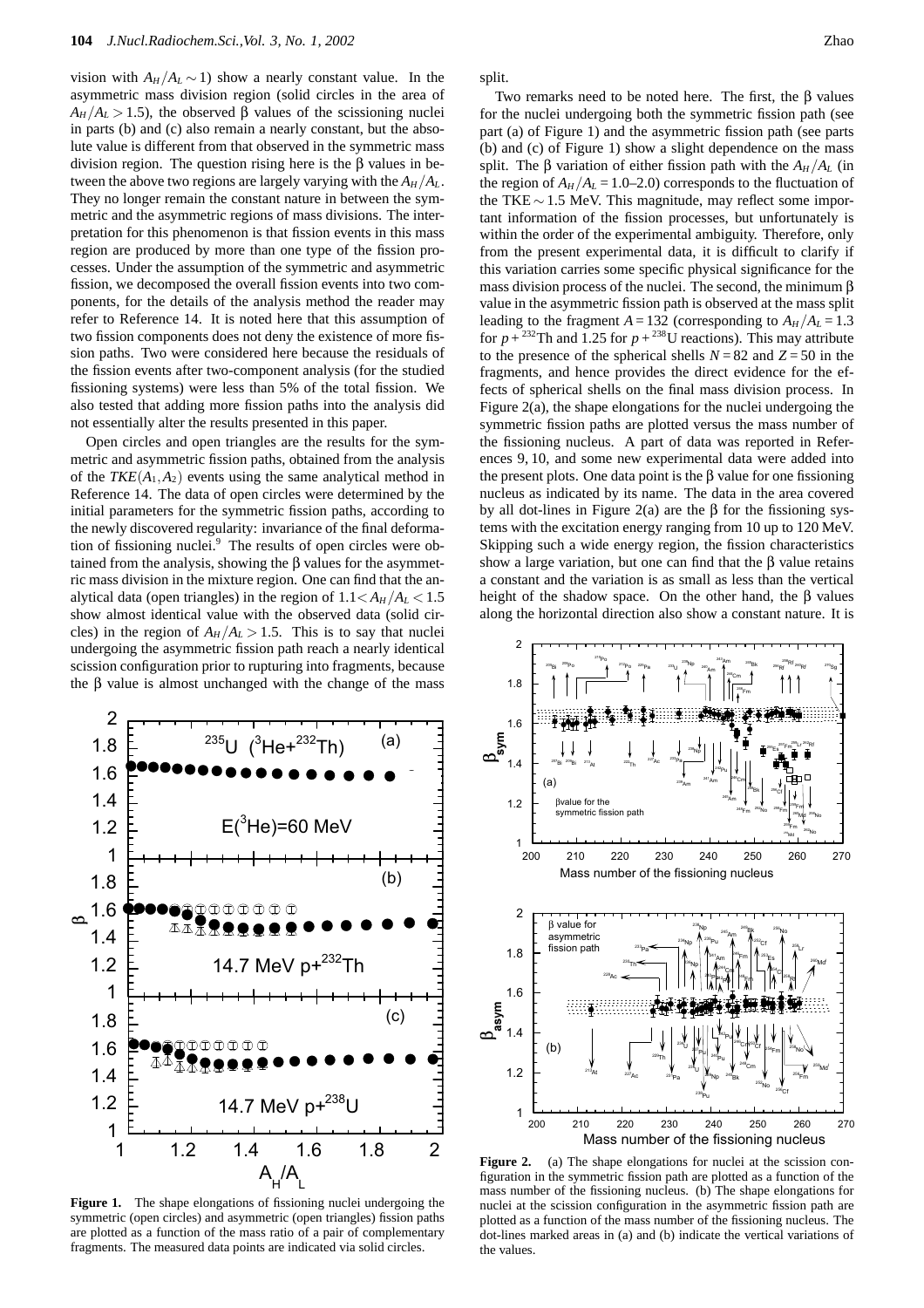vision with $A_H/A_L \sim 1$) show a nearly constant value. In the asymmetric mass division region (solid circles in the area of $A_H/A_L > 1.5$), the observed β values of the scissioning nuclei in parts (b) and (c) also remain a nearly constant, but the absolute value is different from that observed in the symmetric mass division region. The question rising here is the β values in between the above two regions are largely varying with the $A_H/A_L$. They no longer remain the constant nature in between the symmetric and the asymmetric regions of mass divisions. The interpretation for this phenomenon is that fission events in this mass region are produced by more than one type of the fission processes. Under the assumption of the symmetric and asymmetric fission, we decomposed the overall fission events into two components, for the details of the analysis method the reader may refer to Reference 14. It is noted here that this assumption of two fission components does not deny the existence of more fission paths. Two were considered here because the residuals of the fission events after two-component analysis (for the studied fissioning systems) were less than 5% of the total fission. We also tested that adding more fission paths into the analysis did not essentially alter the results presented in this paper.

Open circles and open triangles are the results for the symmetric and asymmetric fission paths, obtained from the analysis of the $TKE(A_1, A_2)$ events using the same analytical method in Reference 14. The data of open circles were determined by the initial parameters for the symmetric fission paths, according to the newly discovered regularity: invariance of the final deformation of fissioning nuclei.[9] The results of open circles were obtained from the analysis, showing the β values for the asymmetric mass division in the mixture region. One can find that the analytical data (open triangles) in the region of $1.1 < A_H/A_L < 1.5$ show almost identical value with the observed data (solid circles) in the region of $A_H/A_L > 1.5$. This is to say that nuclei undergoing the asymmetric fission path reach a nearly identical scission configuration prior to rupturing into fragments, because the β value is almost unchanged with the change of the mass split.

Two remarks need to be noted here. The first, the β values for the nuclei undergoing both the symmetric fission path (see part (a) of Figure 1) and the asymmetric fission path (see parts (b) and (c) of Figure 1) show a slight dependence on the mass split. The β variation of either fission path with the $A_H/A_L$ (in the region of $A_H/A_L = 1.0$–$2.0$) corresponds to the fluctuation of the TKE ~ 1.5 MeV. This magnitude, may reflect some important information of the fission processes, but unfortunately is within the order of the experimental ambiguity. Therefore, only from the present experimental data, it is difficult to clarify if this variation carries some specific physical significance for the mass division process of the nuclei. The second, the minimum β value in the asymmetric fission path is observed at the mass split leading to the fragment $A = 132$ (corresponding to $A_H/A_L = 1.3$ for $p + {}^{232}$Th and 1.25 for $p + {}^{238}$U reactions). This may attribute to the presence of the spherical shells $N = 82$ and $Z = 50$ in the fragments, and hence provides the direct evidence for the effects of spherical shells on the final mass division process. In Figure 2(a), the shape elongations for the nuclei undergoing the symmetric fission paths are plotted versus the mass number of the fissioning nucleus. A part of data was reported in References 9, 10, and some new experimental data were added into the present plots. One data point is the β value for one fissioning nucleus as indicated by its name. The data in the area covered by all dot-lines in Figure 2(a) are the β for the fissioning systems with the excitation energy ranging from 10 up to 120 MeV. Skipping such a wide energy region, the fission characteristics show a large variation, but one can find that the β value retains a constant and the variation is as small as less than the vertical height of the shadow space. On the other hand, the β values along the horizontal direction also show a constant nature. It is

**Figure 1.** The shape elongations of fissioning nuclei undergoing the symmetric (open circles) and asymmetric (open triangles) fission paths are plotted as a function of the mass ratio of a pair of complementary fragments. The measured data points are indicated via solid circles.

**Figure 2.** (a) The shape elongations for nuclei at the scission configuration in the symmetric fission path are plotted as a function of the mass number of the fissioning nucleus. (b) The shape elongations for nuclei at the scission configuration in the asymmetric fission path are plotted as a function of the mass number of the fissioning nucleus. The dot-lines marked areas in (a) and (b) indicate the vertical variations of the values.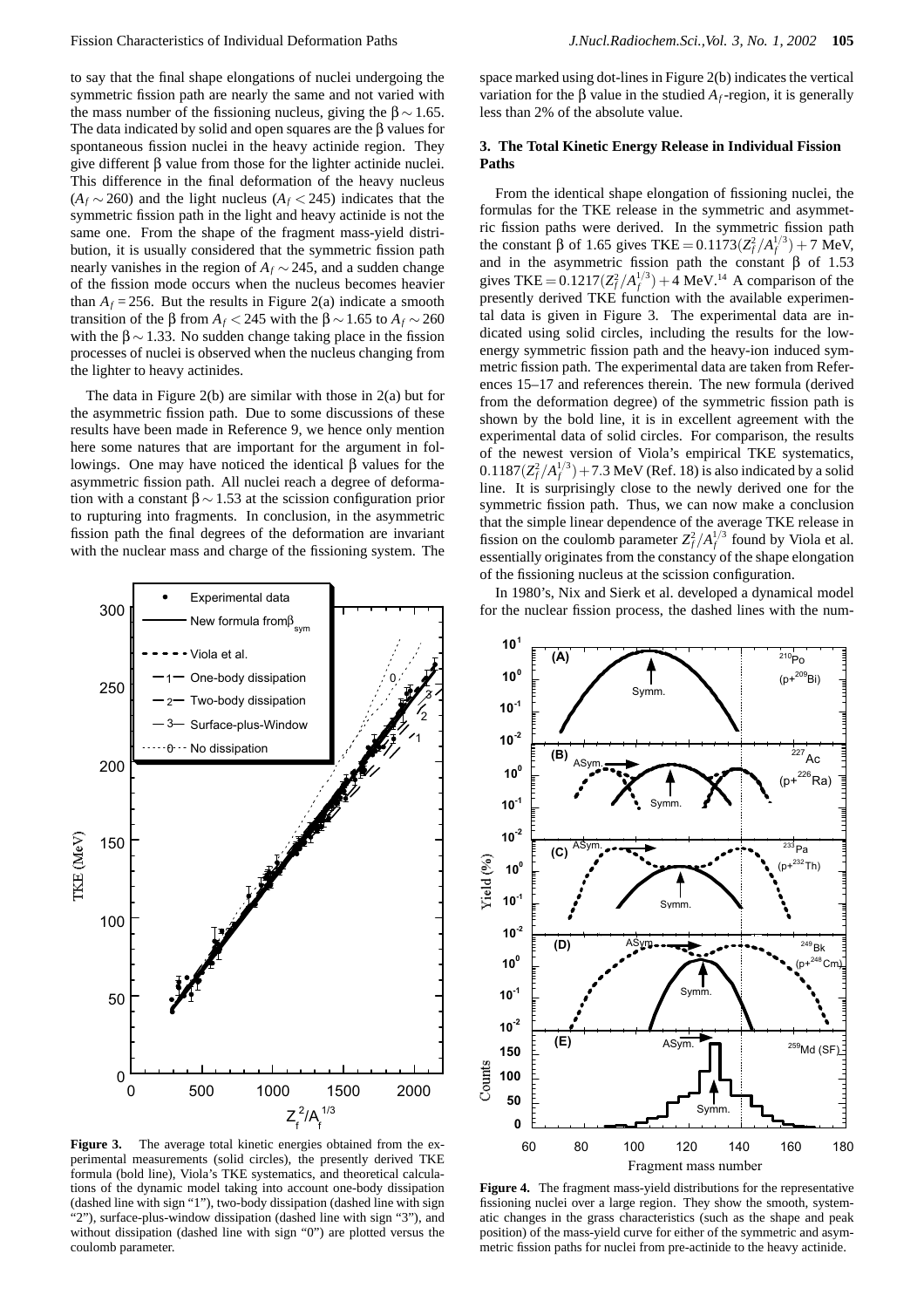to say that the final shape elongations of nuclei undergoing the symmetric fission path are nearly the same and not varied with the mass number of the fissioning nucleus, giving the $\beta \sim 1.65$. The data indicated by solid and open squares are the β values for spontaneous fission nuclei in the heavy actinide region. They give different β value from those for the lighter actinide nuclei. This difference in the final deformation of the heavy nucleus ($A_f \sim 260$) and the light nucleus ($A_f < 245$) indicates that the symmetric fission path in the light and heavy actinide is not the same one. From the shape of the fragment mass-yield distribution, it is usually considered that the symmetric fission path nearly vanishes in the region of $A_f \sim 245$, and a sudden change of the fission mode occurs when the nucleus becomes heavier than $A_f = 256$. But the results in Figure 2(a) indicate a smooth transition of the β from $A_f < 245$ with the $\beta \sim 1.65$ to $A_f \sim 260$ with the $\beta \sim 1.33$. No sudden change taking place in the fission processes of nuclei is observed when the nucleus changing from the lighter to heavy actinides.

The data in Figure 2(b) are similar with those in 2(a) but for the asymmetric fission path. Due to some discussions of these results have been made in Reference 9, we hence only mention here some natures that are important for the argument in followings. One may have noticed the identical β values for the asymmetric fission path. All nuclei reach a degree of deformation with a constant $\beta \sim 1.53$ at the scission configuration prior to rupturing into fragments. In conclusion, in the asymmetric fission path the final degrees of the deformation are invariant with the nuclear mass and charge of the fissioning system. The space marked using dot-lines in Figure 2(b) indicates the vertical variation for the β value in the studied $A_f$-region, it is generally less than 2% of the absolute value.

Figure 3. The average total kinetic energies obtained from the experimental measurements (solid circles), the presently derived TKE formula (bold line), Viola's TKE systematics, and theoretical calculations of the dynamic model taking into account one-body dissipation (dashed line with sign "1"), two-body dissipation (dashed line with sign "2"), surface-plus-window dissipation (dashed line with sign "3"), and without dissipation (dashed line with sign "0") are plotted versus the coulomb parameter.

## 3. The Total Kinetic Energy Release in Individual Fission Paths

From the identical shape elongation of fissioning nuclei, the formulas for the TKE release in the symmetric and asymmetric fission paths were derived. In the symmetric fission path the constant β of 1.65 gives $\mathrm{TKE} = 0.1173(Z_f^2/A_f^{1/3}) + 7$ MeV, and in the asymmetric fission path the constant β of 1.53 gives $\mathrm{TKE} = 0.1217(Z_f^2/A_f^{1/3}) + 4$ MeV.[14] A comparison of the presently derived TKE function with the available experimental data is given in Figure 3. The experimental data are indicated using solid circles, including the results for the low-energy symmetric fission path and the heavy-ion induced symmetric fission path. The experimental data are taken from References 15–17 and references therein. The new formula (derived from the deformation degree) of the symmetric fission path is shown by the bold line, it is in excellent agreement with the experimental data of solid circles. For comparison, the results of the newest version of Viola's empirical TKE systematics, $0.1187(Z_f^2/A_f^{1/3}) + 7.3$ MeV (Ref. 18) is also indicated by a solid line. It is surprisingly close to the newly derived one for the symmetric fission path. Thus, we can now make a conclusion that the simple linear dependence of the average TKE release in fission on the coulomb parameter $Z_f^2/A_f^{1/3}$ found by Viola et al. essentially originates from the constancy of the shape elongation of the fissioning nucleus at the scission configuration.

In 1980's, Nix and Sierk et al. developed a dynamical model for the nuclear fission process, the dashed lines with the num-

Figure 4. The fragment mass-yield distributions for the representative fissioning nuclei over a large region. They show the smooth, systematic changes in the grass characteristics (such as the shape and peak position) of the mass-yield curve for either of the symmetric and asymmetric fission paths for nuclei from pre-actinide to the heavy actinide.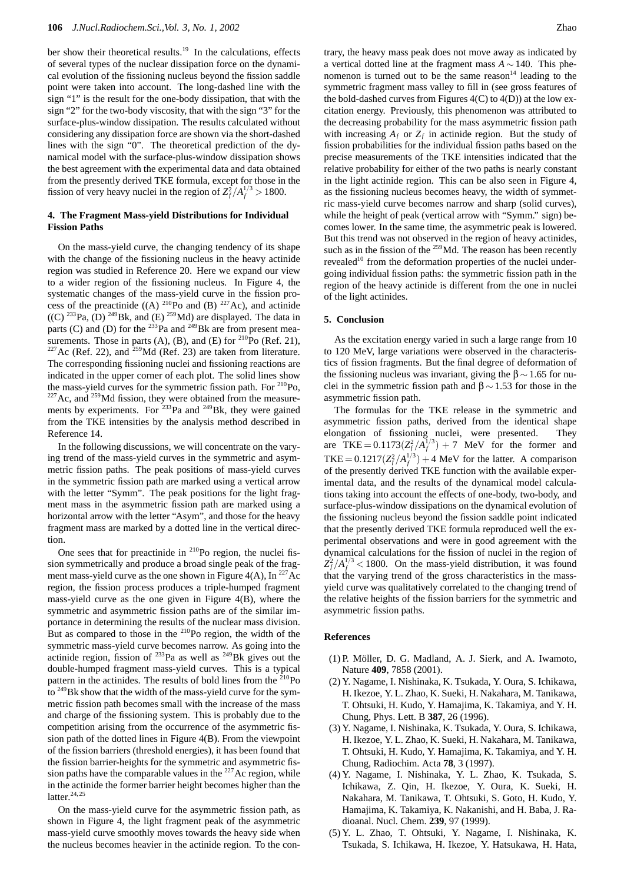ber show their theoretical results.[19] In the calculations, effects of several types of the nuclear dissipation force on the dynamical evolution of the fissioning nucleus beyond the fission saddle point were taken into account. The long-dashed line with the sign "1" is the result for the one-body dissipation, that with the sign "2" for the two-body viscosity, that with the sign "3" for the surface-plus-window dissipation. The results calculated without considering any dissipation force are shown via the short-dashed lines with the sign "0". The theoretical prediction of the dynamical model with the surface-plus-window dissipation shows the best agreement with the experimental data and data obtained from the presently derived TKE formula, except for those in the fission of very heavy nuclei in the region of $Z_f^2/A_f^{1/3} > 1800$.

## 4. The Fragment Mass-yield Distributions for Individual Fission Paths

On the mass-yield curve, the changing tendency of its shape with the change of the fissioning nucleus in the heavy actinide region was studied in Reference 20. Here we expand our view to a wider region of the fissioning nucleus. In Figure 4, the systematic changes of the mass-yield curve in the fission process of the preactinide ((A) $^{210}$Po and (B) $^{227}$Ac), and actinide ((C) $^{233}$Pa, (D) $^{249}$Bk, and (E) $^{259}$Md) are displayed. The data in parts (C) and (D) for the $^{233}$Pa and $^{249}$Bk are from present measurements. Those in parts (A), (B), and (E) for $^{210}$Po (Ref. 21), $^{227}$Ac (Ref. 22), and $^{259}$Md (Ref. 23) are taken from literature. The corresponding fissioning nuclei and fissioning reactions are indicated in the upper corner of each plot. The solid lines show the mass-yield curves for the symmetric fission path. For $^{210}$Po, $^{227}$Ac, and $^{259}$Md fission, they were obtained from the measurements by experiments. For $^{233}$Pa and $^{249}$Bk, they were gained from the TKE intensities by the analysis method described in Reference 14.

In the following discussions, we will concentrate on the varying trend of the mass-yield curves in the symmetric and asymmetric fission paths. The peak positions of mass-yield curves in the symmetric fission path are marked using a vertical arrow with the letter "Symm". The peak positions for the light fragment mass in the asymmetric fission path are marked using a horizontal arrow with the letter "Asym", and those for the heavy fragment mass are marked by a dotted line in the vertical direction.

One sees that for preactinide in $^{210}$Po region, the nuclei fission symmetrically and produce a broad single peak of the fragment mass-yield curve as the one shown in Figure 4(A), In $^{227}$Ac region, the fission process produces a triple-humped fragment mass-yield curve as the one given in Figure 4(B), where the symmetric and asymmetric fission paths are of the similar importance in determining the results of the nuclear mass division. But as compared to those in the $^{210}$Po region, the width of the symmetric mass-yield curve becomes narrow. As going into the actinide region, fission of $^{233}$Pa as well as $^{249}$Bk gives out the double-humped fragment mass-yield curves. This is a typical pattern in the actinides. The results of bold lines from the $^{210}$Po to $^{249}$Bk show that the width of the mass-yield curve for the symmetric fission path becomes small with the increase of the mass and charge of the fissioning system. This is probably due to the competition arising from the occurrence of the asymmetric fission path of the dotted lines in Figure 4(B). From the viewpoint of the fission barriers (threshold energies), it has been found that the fission barrier-heights for the symmetric and asymmetric fission paths have the comparable values in the $^{227}$Ac region, while in the actinide the former barrier height becomes higher than the latter.[24,25]

On the mass-yield curve for the asymmetric fission path, as shown in Figure 4, the light fragment peak of the asymmetric mass-yield curve smoothly moves towards the heavy side when the nucleus becomes heavier in the actinide region. To the contrary, the heavy mass peak does not move away as indicated by a vertical dotted line at the fragment mass $A \sim 140$. This phenomenon is turned out to be the same reason[14] leading to the symmetric fragment mass valley to fill in (see gross features of the bold-dashed curves from Figures 4(C) to 4(D)) at the low excitation energy. Previously, this phenomenon was attributed to the decreasing probability for the mass asymmetric fission path with increasing $A_f$ or $Z_f$ in actinide region. But the study of fission probabilities for the individual fission paths based on the precise measurements of the TKE intensities indicated that the relative probability for either of the two paths is nearly constant in the light actinide region. This can be also seen in Figure 4, as the fissioning nucleus becomes heavy, the width of symmetric mass-yield curve becomes narrow and sharp (solid curves), while the height of peak (vertical arrow with "Symm." sign) becomes lower. In the same time, the asymmetric peak is lowered. But this trend was not observed in the region of heavy actinides, such as in the fission of the $^{259}$Md. The reason has been recently revealed[10] from the deformation properties of the nuclei undergoing individual fission paths: the symmetric fission path in the region of the heavy actinide is different from the one in nuclei of the light actinides.

## 5. Conclusion

As the excitation energy varied in such a large range from 10 to 120 MeV, large variations were observed in the characteristics of fission fragments. But the final degree of deformation of the fissioning nucleus was invariant, giving the $\beta \sim 1.65$ for nuclei in the symmetric fission path and $\beta \sim 1.53$ for those in the asymmetric fission path.

The formulas for the TKE release in the symmetric and asymmetric fission paths, derived from the identical shape elongation of fissioning nuclei, were presented. They are $\mathrm{TKE} = 0.1173(Z_f^2/A_f^{1/3}) + 7$ MeV for the former and $\mathrm{TKE} = 0.1217(Z_f^2/A_f^{1/3}) + 4$ MeV for the latter. A comparison of the presently derived TKE function with the available experimental data, and the results of the dynamical model calculations taking into account the effects of one-body, two-body, and surface-plus-window dissipations on the dynamical evolution of the fissioning nucleus beyond the fission saddle point indicated that the presently derived TKE formula reproduced well the experimental observations and were in good agreement with the dynamical calculations for the fission of nuclei in the region of $Z_f^2/A_f^{1/3} < 1800$. On the mass-yield distribution, it was found that the varying trend of the gross characteristics in the mass-yield curve was qualitatively correlated to the changing trend of the relative heights of the fission barriers for the symmetric and asymmetric fission paths.

## References

(1) P. Möller, D. G. Madland, A. J. Sierk, and A. Iwamoto, Nature **409**, 7858 (2001).

(2) Y. Nagame, I. Nishinaka, K. Tsukada, Y. Oura, S. Ichikawa, H. Ikezoe, Y. L. Zhao, K. Sueki, H. Nakahara, M. Tanikawa, T. Ohtsuki, H. Kudo, Y. Hamajima, K. Takamiya, and Y. H. Chung, Phys. Lett. B **387**, 26 (1996).

(3) Y. Nagame, I. Nishinaka, K. Tsukada, Y. Oura, S. Ichikawa, H. Ikezoe, Y. L. Zhao, K. Sueki, H. Nakahara, M. Tanikawa, T. Ohtsuki, H. Kudo, Y. Hamajima, K. Takamiya, and Y. H. Chung, Radiochim. Acta **78**, 3 (1997).

(4) Y. Nagame, I. Nishinaka, Y. L. Zhao, K. Tsukada, S. Ichikawa, Z. Qin, H. Ikezoe, Y. Oura, K. Sueki, H. Nakahara, M. Tanikawa, T. Ohtsuki, S. Goto, H. Kudo, Y. Hamajima, K. Takamiya, K. Nakanishi, and H. Baba, J. Radioanal. Nucl. Chem. **239**, 97 (1999).

(5) Y. L. Zhao, T. Ohtsuki, Y. Nagame, I. Nishinaka, K. Tsukada, S. Ichikawa, H. Ikezoe, Y. Hatsukawa, H. Hata,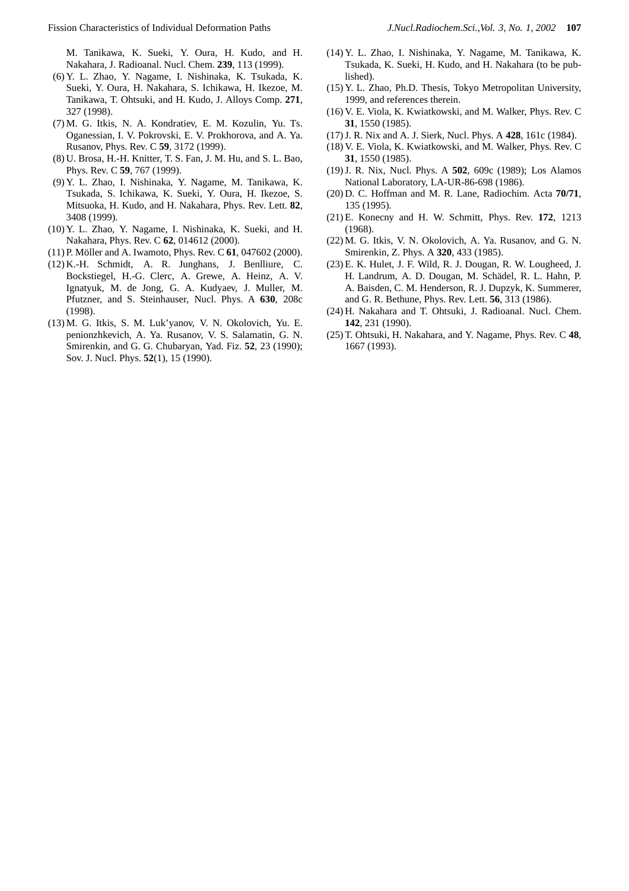M. Tanikawa, K. Sueki, Y. Oura, H. Kudo, and H. Nakahara, J. Radioanal. Nucl. Chem. **239**, 113 (1999).

(6) Y. L. Zhao, Y. Nagame, I. Nishinaka, K. Tsukada, K. Sueki, Y. Oura, H. Nakahara, S. Ichikawa, H. Ikezoe, M. Tanikawa, T. Ohtsuki, and H. Kudo, J. Alloys Comp. **271**, 327 (1998).

(7) M. G. Itkis, N. A. Kondratiev, E. M. Kozulin, Yu. Ts. Oganessian, I. V. Pokrovski, E. V. Prokhorova, and A. Ya. Rusanov, Phys. Rev. C **59**, 3172 (1999).

(8) U. Brosa, H.-H. Knitter, T. S. Fan, J. M. Hu, and S. L. Bao, Phys. Rev. C **59**, 767 (1999).

(9) Y. L. Zhao, I. Nishinaka, Y. Nagame, M. Tanikawa, K. Tsukada, S. Ichikawa, K. Sueki, Y. Oura, H. Ikezoe, S. Mitsuoka, H. Kudo, and H. Nakahara, Phys. Rev. Lett. **82**, 3408 (1999).

(10) Y. L. Zhao, Y. Nagame, I. Nishinaka, K. Sueki, and H. Nakahara, Phys. Rev. C **62**, 014612 (2000).

(11) P. Möller and A. Iwamoto, Phys. Rev. C **61**, 047602 (2000).

(12) K.-H. Schmidt, A. R. Junghans, J. Benlliure, C. Bockstiegel, H.-G. Clerc, A. Grewe, A. Heinz, A. V. Ignatyuk, M. de Jong, G. A. Kudyaev, J. Muller, M. Pfutzner, and S. Steinhauser, Nucl. Phys. A **630**, 208c (1998).

(13) M. G. Itkis, S. M. Luk'yanov, V. N. Okolovich, Yu. E. penionzhkevich, A. Ya. Rusanov, V. S. Salamatin, G. N. Smirenkin, and G. G. Chubaryan, Yad. Fiz. **52**, 23 (1990); Sov. J. Nucl. Phys. **52**(1), 15 (1990).

(14) Y. L. Zhao, I. Nishinaka, Y. Nagame, M. Tanikawa, K. Tsukada, K. Sueki, H. Kudo, and H. Nakahara (to be published).

(15) Y. L. Zhao, Ph.D. Thesis, Tokyo Metropolitan University, 1999, and references therein.

(16) V. E. Viola, K. Kwiatkowski, and M. Walker, Phys. Rev. C **31**, 1550 (1985).

(17) J. R. Nix and A. J. Sierk, Nucl. Phys. A **428**, 161c (1984).

(18) V. E. Viola, K. Kwiatkowski, and M. Walker, Phys. Rev. C **31**, 1550 (1985).

(19) J. R. Nix, Nucl. Phys. A **502**, 609c (1989); Los Alamos National Laboratory, LA-UR-86-698 (1986).

(20) D. C. Hoffman and M. R. Lane, Radiochim. Acta **70/71**, 135 (1995).

(21) E. Konecny and H. W. Schmitt, Phys. Rev. **172**, 1213 (1968).

(22) M. G. Itkis, V. N. Okolovich, A. Ya. Rusanov, and G. N. Smirenkin, Z. Phys. A **320**, 433 (1985).

(23) E. K. Hulet, J. F. Wild, R. J. Dougan, R. W. Lougheed, J. H. Landrum, A. D. Dougan, M. Schädel, R. L. Hahn, P. A. Baisden, C. M. Henderson, R. J. Dupzyk, K. Summerer, and G. R. Bethune, Phys. Rev. Lett. **56**, 313 (1986).

(24) H. Nakahara and T. Ohtsuki, J. Radioanal. Nucl. Chem. **142**, 231 (1990).

(25) T. Ohtsuki, H. Nakahara, and Y. Nagame, Phys. Rev. C **48**, 1667 (1993).